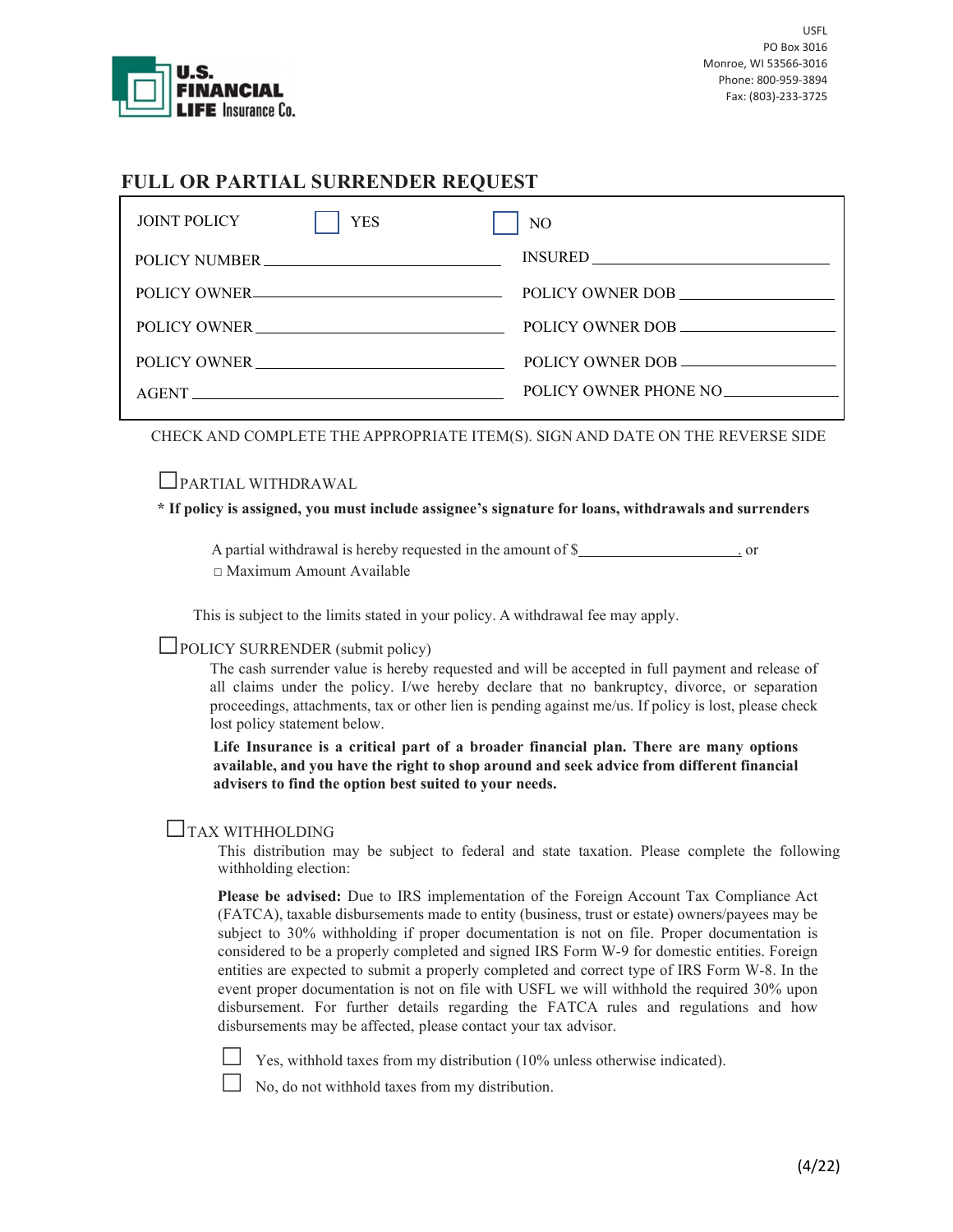USFL
PO Box 3016
Monroe, WI 53566-3016
Phone: 800-959-3894
Fax: (803)-233-3725

U.S. FINANCIAL LIFE Insurance Co.

## FULL OR PARTIAL SURRENDER REQUEST

JOINT POLICY ☐ YES ☐ NO

| | |
|---|---|
| POLICY NUMBER ____________________ | INSURED ____________________ |
| POLICY OWNER ____________________ | POLICY OWNER DOB ____________________ |
| POLICY OWNER ____________________ | POLICY OWNER DOB ____________________ |
| POLICY OWNER ____________________ | POLICY OWNER DOB ____________________ |
| AGENT ____________________ | POLICY OWNER PHONE NO ____________________ |

CHECK AND COMPLETE THE APPROPRIATE ITEM(S). SIGN AND DATE ON THE REVERSE SIDE

☐ PARTIAL WITHDRAWAL

**\* If policy is assigned, you must include assignee's signature for loans, withdrawals and surrenders**

A partial withdrawal is hereby requested in the amount of $____________________. or
☐ Maximum Amount Available

This is subject to the limits stated in your policy. A withdrawal fee may apply.

☐ POLICY SURRENDER (submit policy)

The cash surrender value is hereby requested and will be accepted in full payment and release of all claims under the policy. I/we hereby declare that no bankruptcy, divorce, or separation proceedings, attachments, tax or other lien is pending against me/us. If policy is lost, please check lost policy statement below.

**Life Insurance is a critical part of a broader financial plan. There are many options available, and you have the right to shop around and seek advice from different financial advisers to find the option best suited to your needs.**

☐ TAX WITHHOLDING

This distribution may be subject to federal and state taxation. Please complete the following withholding election:

**Please be advised:** Due to IRS implementation of the Foreign Account Tax Compliance Act (FATCA), taxable disbursements made to entity (business, trust or estate) owners/payees may be subject to 30% withholding if proper documentation is not on file. Proper documentation is considered to be a properly completed and signed IRS Form W-9 for domestic entities. Foreign entities are expected to submit a properly completed and correct type of IRS Form W-8. In the event proper documentation is not on file with USFL we will withhold the required 30% upon disbursement. For further details regarding the FATCA rules and regulations and how disbursements may be affected, please contact your tax advisor.

☐ Yes, withhold taxes from my distribution (10% unless otherwise indicated).

☐ No, do not withhold taxes from my distribution.

(4/22)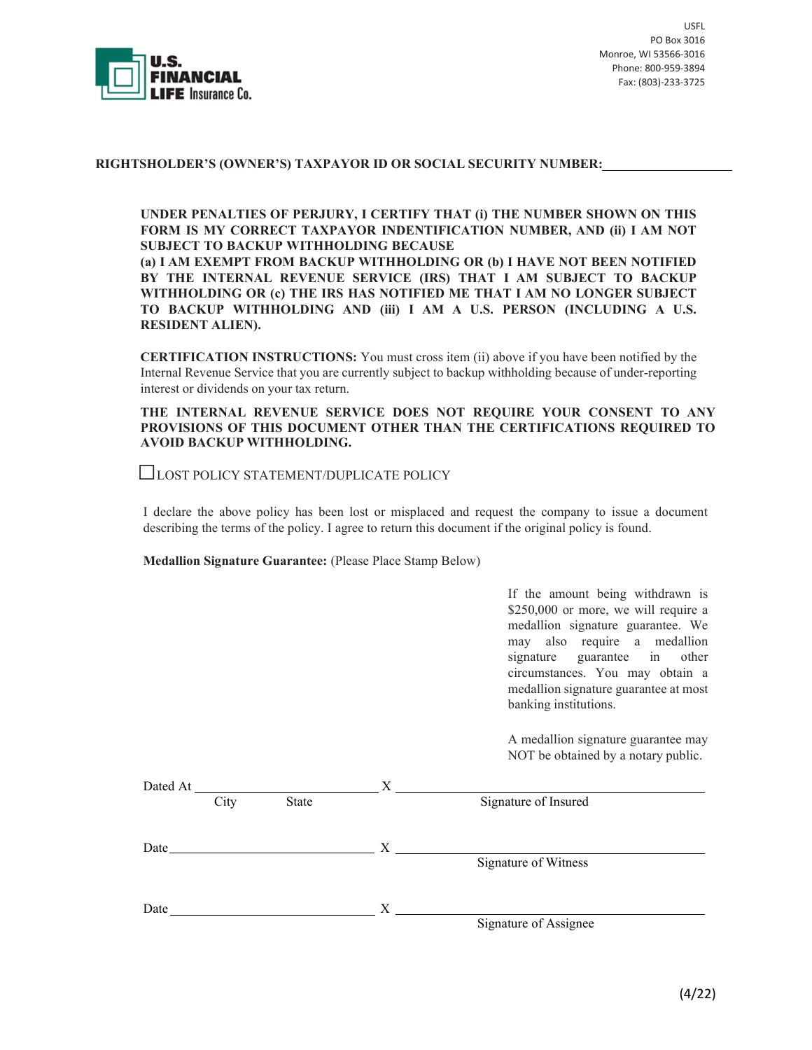U.S. FINANCIAL LIFE Insurance Co.

USFL
PO Box 3016
Monroe, WI 53566-3016
Phone: 800-959-3894
Fax: (803)-233-3725

**RIGHTSHOLDER'S (OWNER'S) TAXPAYOR ID OR SOCIAL SECURITY NUMBER:** ____________________

**UNDER PENALTIES OF PERJURY, I CERTIFY THAT (i) THE NUMBER SHOWN ON THIS FORM IS MY CORRECT TAXPAYOR INDENTIFICATION NUMBER, AND (ii) I AM NOT SUBJECT TO BACKUP WITHHOLDING BECAUSE**
**(a) I AM EXEMPT FROM BACKUP WITHHOLDING OR (b) I HAVE NOT BEEN NOTIFIED BY THE INTERNAL REVENUE SERVICE (IRS) THAT I AM SUBJECT TO BACKUP WITHHOLDING OR (c) THE IRS HAS NOTIFIED ME THAT I AM NO LONGER SUBJECT TO BACKUP WITHHOLDING AND (iii) I AM A U.S. PERSON (INCLUDING A U.S. RESIDENT ALIEN).**

**CERTIFICATION INSTRUCTIONS:** You must cross item (ii) above if you have been notified by the Internal Revenue Service that you are currently subject to backup withholding because of under-reporting interest or dividends on your tax return.

**THE INTERNAL REVENUE SERVICE DOES NOT REQUIRE YOUR CONSENT TO ANY PROVISIONS OF THIS DOCUMENT OTHER THAN THE CERTIFICATIONS REQUIRED TO AVOID BACKUP WITHHOLDING.**

☐ LOST POLICY STATEMENT/DUPLICATE POLICY

I declare the above policy has been lost or misplaced and request the company to issue a document describing the terms of the policy. I agree to return this document if the original policy is found.

**Medallion Signature Guarantee:** (Please Place Stamp Below)

If the amount being withdrawn is $250,000 or more, we will require a medallion signature guarantee. We may also require a medallion signature guarantee in other circumstances. You may obtain a medallion signature guarantee at most banking institutions.

A medallion signature guarantee may NOT be obtained by a notary public.

Dated At ______________________________ X ____________________________________
City State Signature of Insured

Date ______________________________ X ____________________________________
Signature of Witness

Date ______________________________ X ____________________________________
Signature of Assignee

(4/22)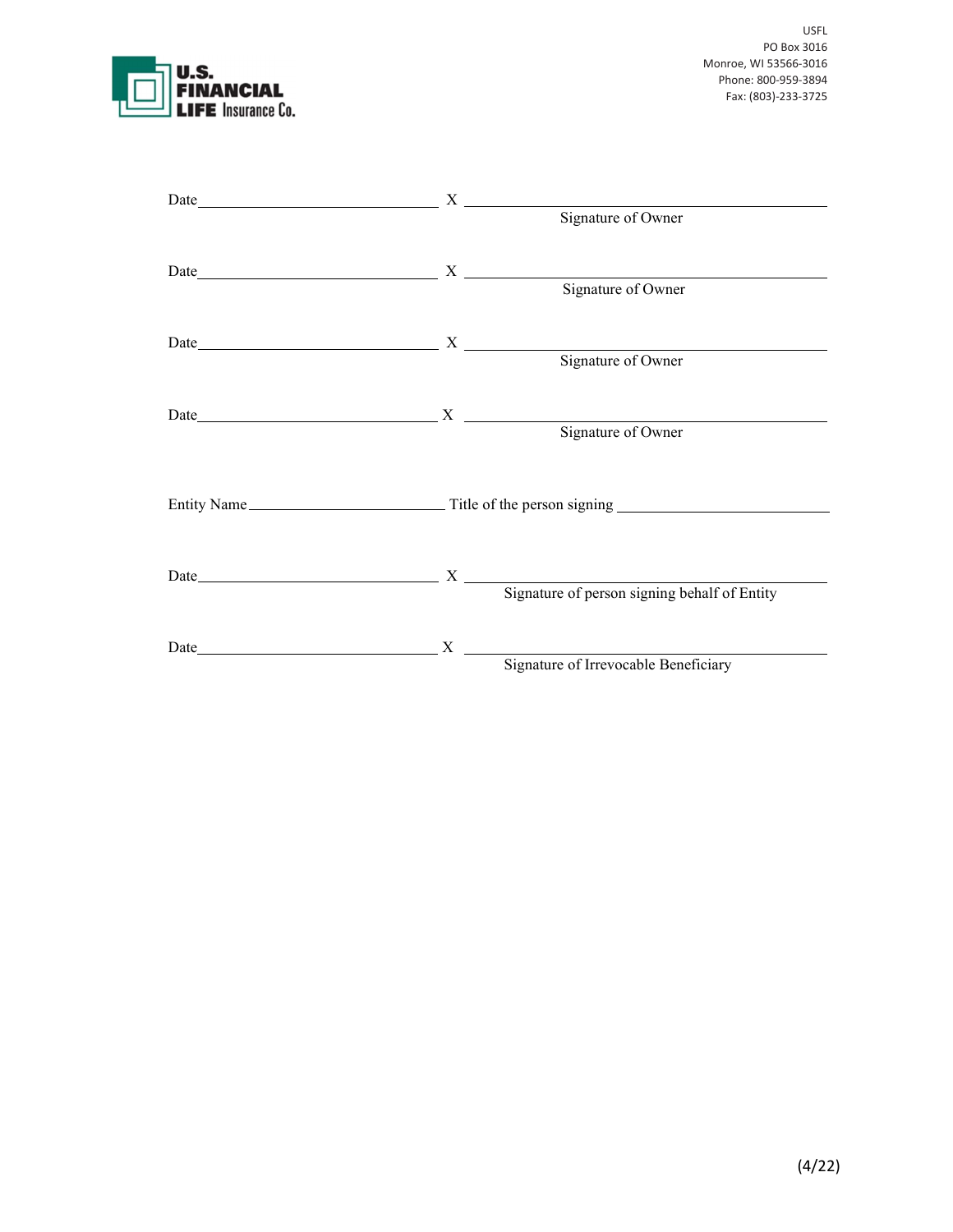**U.S. FINANCIAL LIFE Insurance Co.**

USFL
PO Box 3016
Monroe, WI 53566-3016
Phone: 800-959-3894
Fax: (803)-233-3725

Date\_\_\_\_\_\_\_\_\_\_\_\_\_\_\_\_\_\_\_\_\_\_\_\_\_\_\_\_ X \_\_\_\_\_\_\_\_\_\_\_\_\_\_\_\_\_\_\_\_\_\_\_\_\_\_\_\_\_\_\_\_\_\_\_\_\_\_\_\_\_\_
Signature of Owner

Date\_\_\_\_\_\_\_\_\_\_\_\_\_\_\_\_\_\_\_\_\_\_\_\_\_\_\_\_ X \_\_\_\_\_\_\_\_\_\_\_\_\_\_\_\_\_\_\_\_\_\_\_\_\_\_\_\_\_\_\_\_\_\_\_\_\_\_\_\_\_\_
Signature of Owner

Date\_\_\_\_\_\_\_\_\_\_\_\_\_\_\_\_\_\_\_\_\_\_\_\_\_\_\_\_ X \_\_\_\_\_\_\_\_\_\_\_\_\_\_\_\_\_\_\_\_\_\_\_\_\_\_\_\_\_\_\_\_\_\_\_\_\_\_\_\_\_\_
Signature of Owner

Date\_\_\_\_\_\_\_\_\_\_\_\_\_\_\_\_\_\_\_\_\_\_\_\_\_\_\_\_ X \_\_\_\_\_\_\_\_\_\_\_\_\_\_\_\_\_\_\_\_\_\_\_\_\_\_\_\_\_\_\_\_\_\_\_\_\_\_\_\_\_\_
Signature of Owner

Entity Name\_\_\_\_\_\_\_\_\_\_\_\_\_\_\_\_\_\_\_\_\_\_\_ Title of the person signing \_\_\_\_\_\_\_\_\_\_\_\_\_\_\_\_\_\_\_\_\_\_\_\_\_\_

Date\_\_\_\_\_\_\_\_\_\_\_\_\_\_\_\_\_\_\_\_\_\_\_\_\_\_\_\_ X \_\_\_\_\_\_\_\_\_\_\_\_\_\_\_\_\_\_\_\_\_\_\_\_\_\_\_\_\_\_\_\_\_\_\_\_\_\_\_\_\_\_
Signature of person signing behalf of Entity

Date\_\_\_\_\_\_\_\_\_\_\_\_\_\_\_\_\_\_\_\_\_\_\_\_\_\_\_\_ X \_\_\_\_\_\_\_\_\_\_\_\_\_\_\_\_\_\_\_\_\_\_\_\_\_\_\_\_\_\_\_\_\_\_\_\_\_\_\_\_\_\_
Signature of Irrevocable Beneficiary

(4/22)